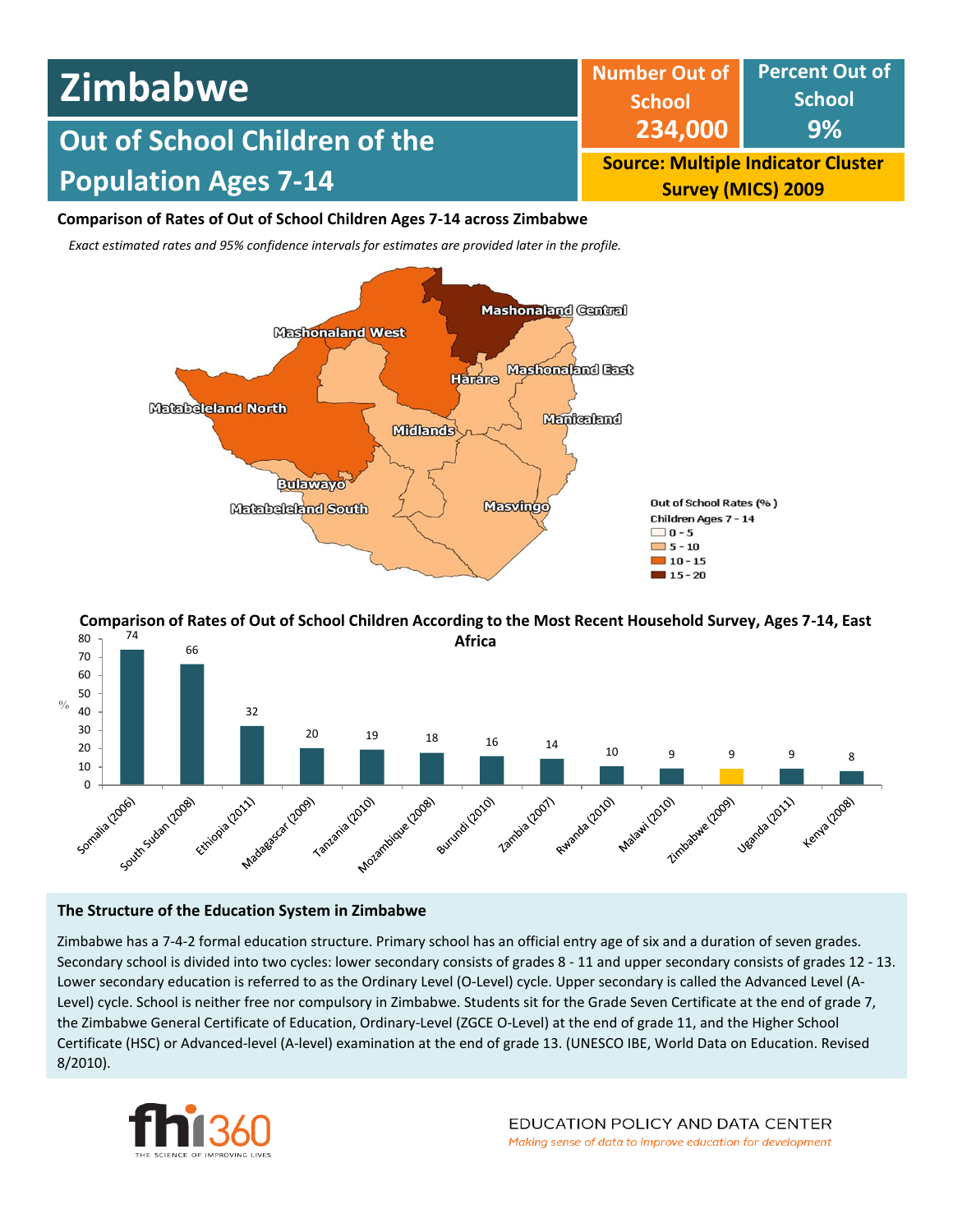# Zimbabwe

## Out of School Children of the Population Ages 7-14

**Number Out of School**
**234,000**

**Percent Out of School**
**9%**

**Source: Multiple Indicator Cluster Survey (MICS) 2009**

**Comparison of Rates of Out of School Children Ages 7-14 across Zimbabwe**

*Exact estimated rates and 95% confidence intervals for estimates are provided later in the profile.*

Mashonaland Central, Mashonaland West, Harare, Mashonaland East, Matabeleland North, Midlands, Manicaland, Bulawayo, Matabeleland South, Masvingo

Out of School Rates (%)
Children Ages 7 - 14
- 0 - 5
- 5 - 10
- 10 - 15
- 15 - 20

**Comparison of Rates of Out of School Children According to the Most Recent Household Survey, Ages 7-14, East Africa**

| Country (Year) | % |
|---|---|
| Somalia (2006) | 74 |
| South Sudan (2008) | 66 |
| Ethiopia (2011) | 32 |
| Madagascar (2009) | 20 |
| Tanzania (2010) | 19 |
| Mozambique (2008) | 18 |
| Burundi (2010) | 16 |
| Zambia (2007) | 14 |
| Rwanda (2010) | 10 |
| Malawi (2010) | 9 |
| Zimbabwe (2009) | 9 |
| Uganda (2011) | 9 |
| Kenya (2008) | 8 |

### The Structure of the Education System in Zimbabwe

Zimbabwe has a 7-4-2 formal education structure. Primary school has an official entry age of six and a duration of seven grades. Secondary school is divided into two cycles: lower secondary consists of grades 8 - 11 and upper secondary consists of grades 12 - 13. Lower secondary education is referred to as the Ordinary Level (O-Level) cycle. Upper secondary is called the Advanced Level (A-Level) cycle. School is neither free nor compulsory in Zimbabwe. Students sit for the Grade Seven Certificate at the end of grade 7, the Zimbabwe General Certificate of Education, Ordinary-Level (ZGCE O-Level) at the end of grade 11, and the Higher School Certificate (HSC) or Advanced-level (A-level) examination at the end of grade 13. (UNESCO IBE, World Data on Education. Revised 8/2010).

fhi360 THE SCIENCE OF IMPROVING LIVES

EDUCATION POLICY AND DATA CENTER
*Making sense of data to improve education for development*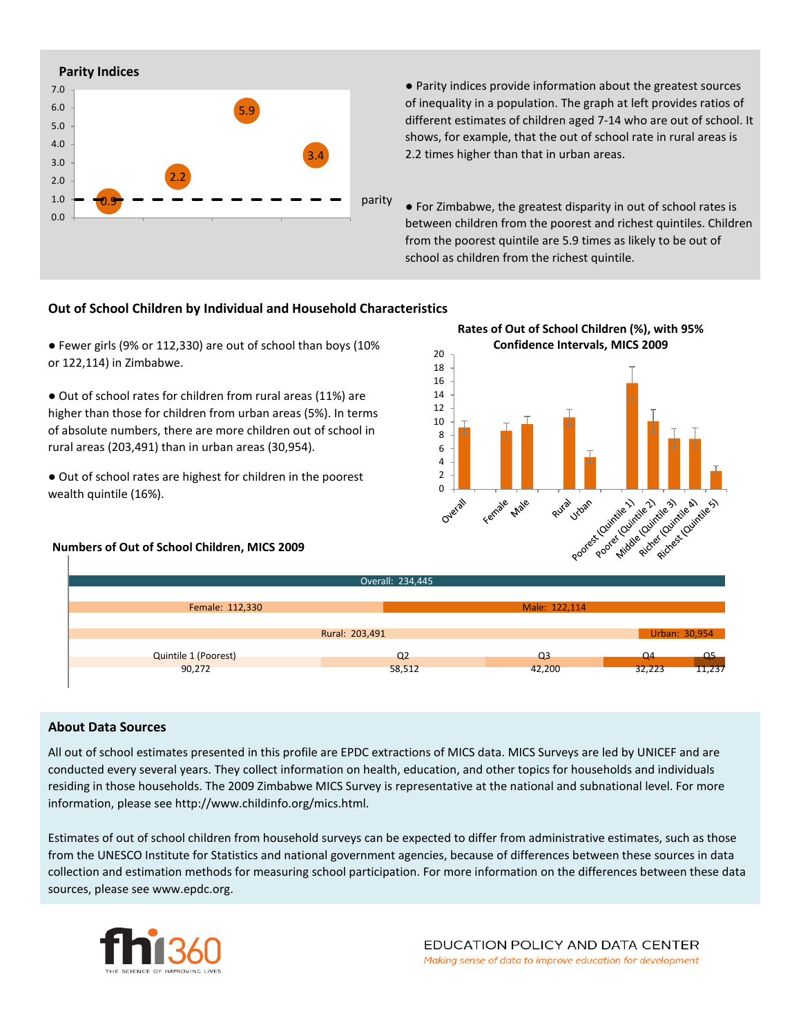## Parity Indices

| | Parity index |
|---|---|
| | 0.9 |
| | 2.2 |
| | 5.9 |
| | 3.4 |

parity

- Parity indices provide information about the greatest sources of inequality in a population. The graph at left provides ratios of different estimates of children aged 7-14 who are out of school. It shows, for example, that the out of school rate in rural areas is 2.2 times higher than that in urban areas.

- For Zimbabwe, the greatest disparity in out of school rates is between children from the poorest and richest quintiles. Children from the poorest quintile are 5.9 times as likely to be out of school as children from the richest quintile.

## Out of School Children by Individual and Household Characteristics

- Fewer girls (9% or 112,330) are out of school than boys (10% or 122,114) in Zimbabwe.

- Out of school rates for children from rural areas (11%) are higher than those for children from urban areas (5%). In terms of absolute numbers, there are more children out of school in rural areas (203,491) than in urban areas (30,954).

- Out of school rates are highest for children in the poorest wealth quintile (16%).

### Rates of Out of School Children (%), with 95% Confidence Intervals, MICS 2009

Categories: Overall, Female, Male, Rural, Urban, Poorest (Quintile 1), Poorer (Quintile 2), Middle (Quintile 3), Richer (Quintile 4), Richest (Quintile 5)

### Numbers of Out of School Children, MICS 2009

| Category | Number |
|---|---|
| Overall | 234,445 |
| Female | 112,330 |
| Male | 122,114 |
| Rural | 203,491 |
| Urban | 30,954 |
| Quintile 1 (Poorest) | 90,272 |
| Q2 | 58,512 |
| Q3 | 42,200 |
| Q4 | 32,223 |
| Q5 | 11,237 |

## About Data Sources

All out of school estimates presented in this profile are EPDC extractions of MICS data. MICS Surveys are led by UNICEF and are conducted every several years. They collect information on health, education, and other topics for households and individuals residing in those households. The 2009 Zimbabwe MICS Survey is representative at the national and subnational level. For more information, please see http://www.childinfo.org/mics.html.

Estimates of out of school children from household surveys can be expected to differ from administrative estimates, such as those from the UNESCO Institute for Statistics and national government agencies, because of differences between these sources in data collection and estimation methods for measuring school participation. For more information on the differences between these data sources, please see www.epdc.org.

fhi360 THE SCIENCE OF IMPROVING LIVES

EDUCATION POLICY AND DATA CENTER
*Making sense of data to improve education for development*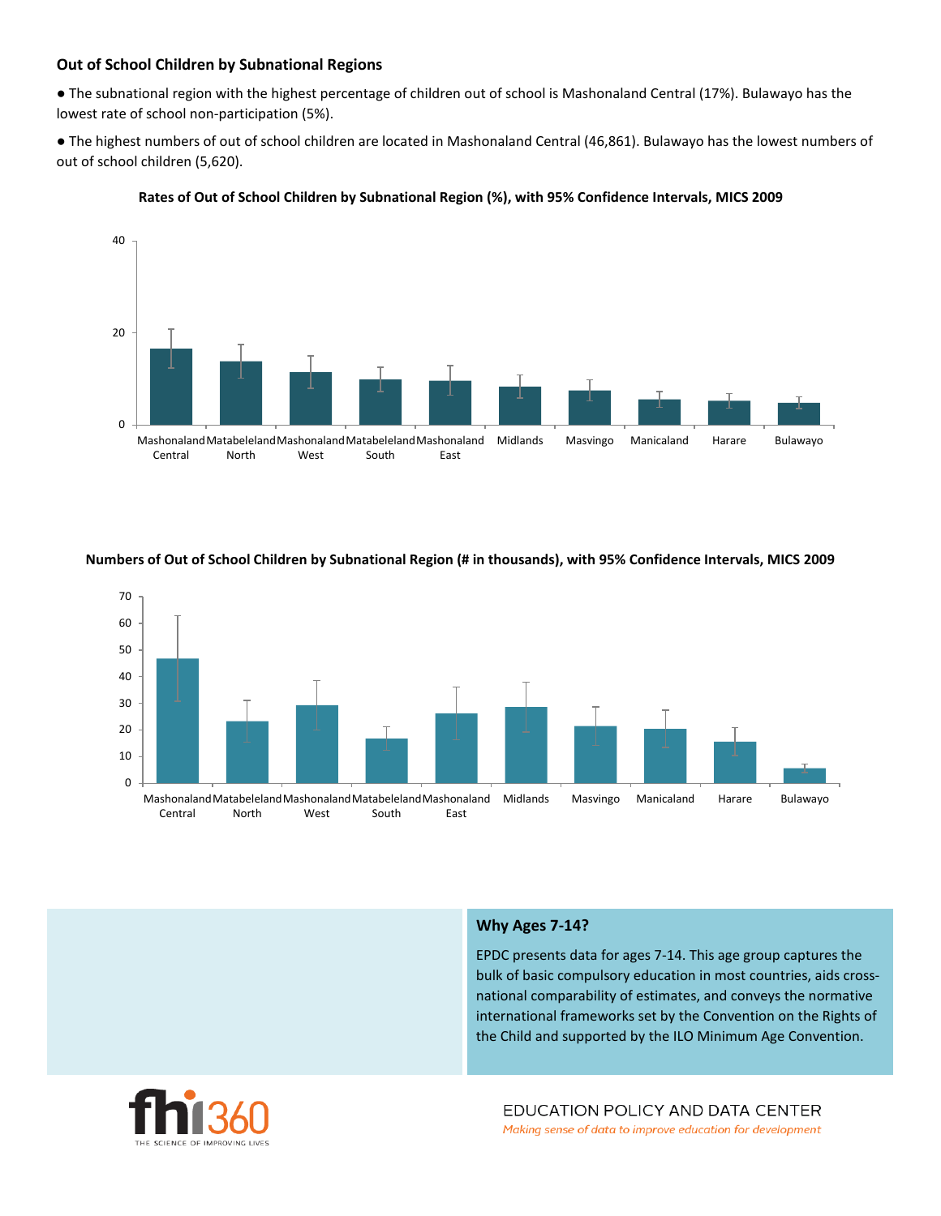### Out of School Children by Subnational Regions

- The subnational region with the highest percentage of children out of school is Mashonaland Central (17%). Bulawayo has the lowest rate of school non-participation (5%).
- The highest numbers of out of school children are located in Mashonaland Central (46,861). Bulawayo has the lowest numbers of out of school children (5,620).

**Rates of Out of School Children by Subnational Region (%), with 95% Confidence Intervals, MICS 2009**

**Numbers of Out of School Children by Subnational Region (# in thousands), with 95% Confidence Intervals, MICS 2009**

**Why Ages 7-14?**

EPDC presents data for ages 7-14. This age group captures the bulk of basic compulsory education in most countries, aids cross-national comparability of estimates, and conveys the normative international frameworks set by the Convention on the Rights of the Child and supported by the ILO Minimum Age Convention.

EDUCATION POLICY AND DATA CENTER
*Making sense of data to improve education for development*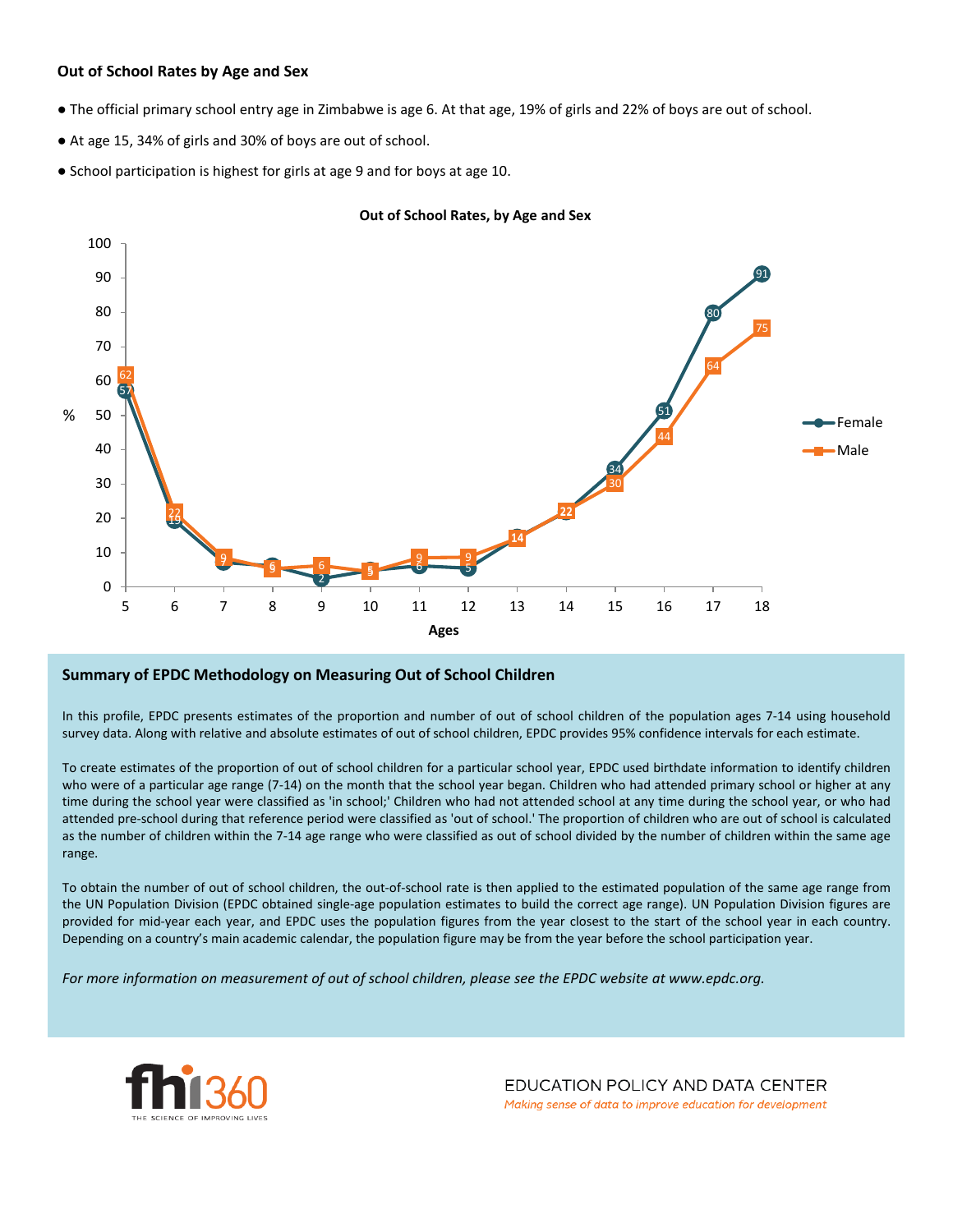### Out of School Rates by Age and Sex

- The official primary school entry age in Zimbabwe is age 6. At that age, 19% of girls and 22% of boys are out of school.
- At age 15, 34% of girls and 30% of boys are out of school.
- School participation is highest for girls at age 9 and for boys at age 10.

**Out of School Rates, by Age and Sex**

| Ages | 5 | 6 | 7 | 8 | 9 | 10 | 11 | 12 | 13 | 14 | 15 | 16 | 17 | 18 |
|---|---|---|---|---|---|---|---|---|---|---|---|---|---|---|
| Female (%) | 57 | 19 | 7 | 6 | 2 | 5 | 6 | 5 | 14 | 22 | 34 | 51 | 80 | 91 |
| Male (%) | 62 | 22 | 9 | 5 | 6 | 5 | 9 | 9 | 14 | 22 | 30 | 44 | 64 | 75 |

### Summary of EPDC Methodology on Measuring Out of School Children

In this profile, EPDC presents estimates of the proportion and number of out of school children of the population ages 7-14 using household survey data. Along with relative and absolute estimates of out of school children, EPDC provides 95% confidence intervals for each estimate.

To create estimates of the proportion of out of school children for a particular school year, EPDC used birthdate information to identify children who were of a particular age range (7-14) on the month that the school year began. Children who had attended primary school or higher at any time during the school year were classified as 'in school;' Children who had not attended school at any time during the school year, or who had attended pre-school during that reference period were classified as 'out of school.' The proportion of children who are out of school is calculated as the number of children within the 7-14 age range who were classified as out of school divided by the number of children within the same age range.

To obtain the number of out of school children, the out-of-school rate is then applied to the estimated population of the same age range from the UN Population Division (EPDC obtained single-age population estimates to build the correct age range). UN Population Division figures are provided for mid-year each year, and EPDC uses the population figures from the year closest to the start of the school year in each country. Depending on a country's main academic calendar, the population figure may be from the year before the school participation year.

*For more information on measurement of out of school children, please see the EPDC website at www.epdc.org.*

fhi360 THE SCIENCE OF IMPROVING LIVES

EDUCATION POLICY AND DATA CENTER
*Making sense of data to improve education for development*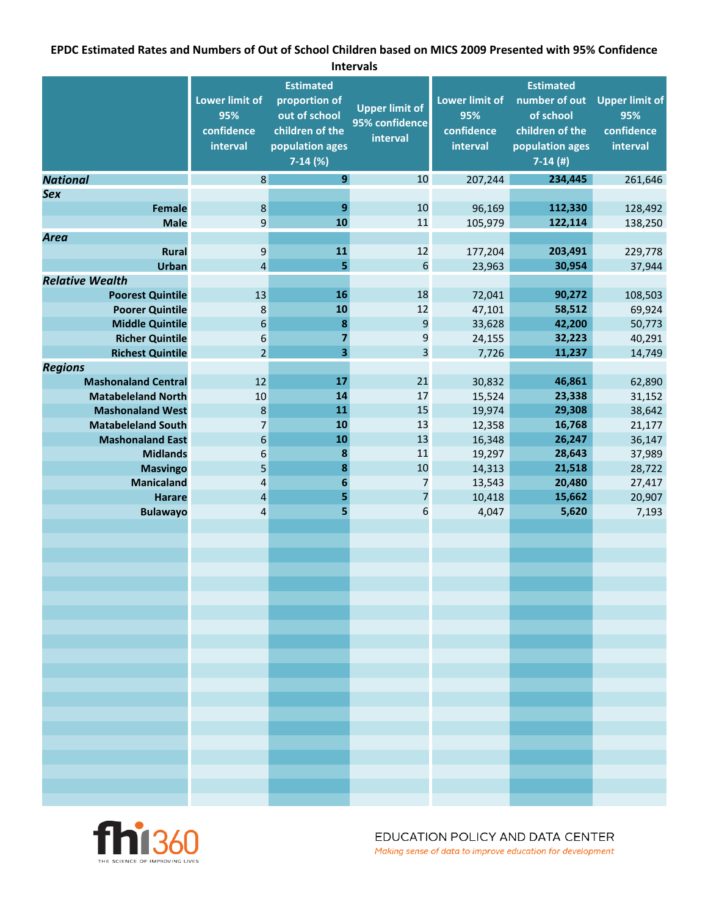**EPDC Estimated Rates and Numbers of Out of School Children based on MICS 2009 Presented with 95% Confidence Intervals**

| | Lower limit of 95% confidence interval | Estimated proportion of out of school children of the population ages 7-14 (%) | Upper limit of 95% confidence interval | Lower limit of 95% confidence interval | Estimated number of out of school children of the population ages 7-14 (#) | Upper limit of 95% confidence interval |
|---|---|---|---|---|---|---|
| ***National*** | 8 | **9** | 10 | 207,244 | **234,445** | 261,646 |
| ***Sex*** | | | | | | |
| **Female** | 8 | **9** | 10 | 96,169 | **112,330** | 128,492 |
| **Male** | 9 | **10** | 11 | 105,979 | **122,114** | 138,250 |
| ***Area*** | | | | | | |
| **Rural** | 9 | **11** | 12 | 177,204 | **203,491** | 229,778 |
| **Urban** | 4 | **5** | 6 | 23,963 | **30,954** | 37,944 |
| ***Relative Wealth*** | | | | | | |
| **Poorest Quintile** | 13 | **16** | 18 | 72,041 | **90,272** | 108,503 |
| **Poorer Quintile** | 8 | **10** | 12 | 47,101 | **58,512** | 69,924 |
| **Middle Quintile** | 6 | **8** | 9 | 33,628 | **42,200** | 50,773 |
| **Richer Quintile** | 6 | **7** | 9 | 24,155 | **32,223** | 40,291 |
| **Richest Quintile** | 2 | **3** | 3 | 7,726 | **11,237** | 14,749 |
| ***Regions*** | | | | | | |
| **Mashonaland Central** | 12 | **17** | 21 | 30,832 | **46,861** | 62,890 |
| **Matabeleland North** | 10 | **14** | 17 | 15,524 | **23,338** | 31,152 |
| **Mashonaland West** | 8 | **11** | 15 | 19,974 | **29,308** | 38,642 |
| **Matabeleland South** | 7 | **10** | 13 | 12,358 | **16,768** | 21,177 |
| **Mashonaland East** | 6 | **10** | 13 | 16,348 | **26,247** | 36,147 |
| **Midlands** | 6 | **8** | 11 | 19,297 | **28,643** | 37,989 |
| **Masvingo** | 5 | **8** | 10 | 14,313 | **21,518** | 28,722 |
| **Manicaland** | 4 | **6** | 7 | 13,543 | **20,480** | 27,417 |
| **Harare** | 4 | **5** | 7 | 10,418 | **15,662** | 20,907 |
| **Bulawayo** | 4 | **5** | 6 | 4,047 | **5,620** | 7,193 |

fhi360 THE SCIENCE OF IMPROVING LIVES

EDUCATION POLICY AND DATA CENTER
*Making sense of data to improve education for development*